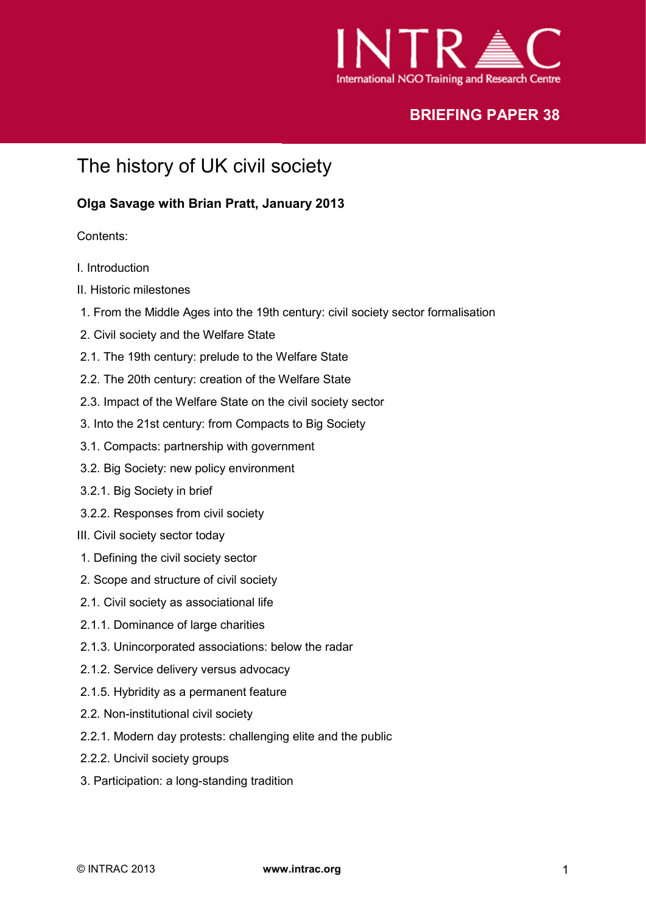INTRAC

International NGO Training and Research Centre

**BRIEFING PAPER 38**

# The history of UK civil society

**Olga Savage with Brian Pratt, January 2013**

Contents:

I. Introduction

II. Historic milestones

1. From the Middle Ages into the 19th century: civil society sector formalisation
2. Civil society and the Welfare State

2.1. The 19th century: prelude to the Welfare State

2.2. The 20th century: creation of the Welfare State

2.3. Impact of the Welfare State on the civil society sector

3. Into the 21st century: from Compacts to Big Society

3.1. Compacts: partnership with government

3.2. Big Society: new policy environment

3.2.1. Big Society in brief

3.2.2. Responses from civil society

III. Civil society sector today

1. Defining the civil society sector
2. Scope and structure of civil society

2.1. Civil society as associational life

2.1.1. Dominance of large charities

2.1.3. Unincorporated associations: below the radar

2.1.2. Service delivery versus advocacy

2.1.5. Hybridity as a permanent feature

2.2. Non-institutional civil society

2.2.1. Modern day protests: challenging elite and the public

2.2.2. Uncivil society groups

3. Participation: a long-standing tradition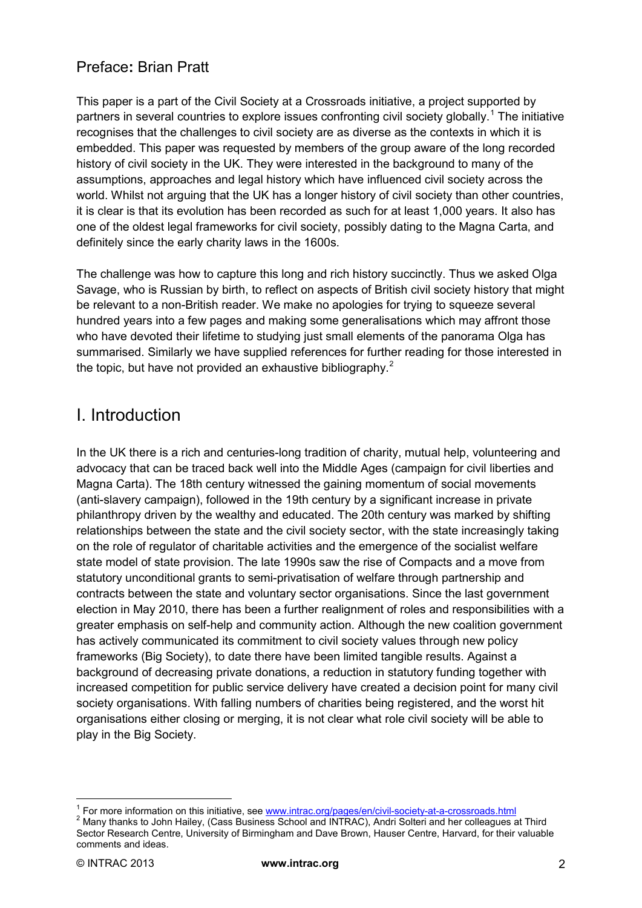## Preface: Brian Pratt

This paper is a part of the Civil Society at a Crossroads initiative, a project supported by partners in several countries to explore issues confronting civil society globally.[1] The initiative recognises that the challenges to civil society are as diverse as the contexts in which it is embedded. This paper was requested by members of the group aware of the long recorded history of civil society in the UK. They were interested in the background to many of the assumptions, approaches and legal history which have influenced civil society across the world. Whilst not arguing that the UK has a longer history of civil society than other countries, it is clear is that its evolution has been recorded as such for at least 1,000 years. It also has one of the oldest legal frameworks for civil society, possibly dating to the Magna Carta, and definitely since the early charity laws in the 1600s.

The challenge was how to capture this long and rich history succinctly. Thus we asked Olga Savage, who is Russian by birth, to reflect on aspects of British civil society history that might be relevant to a non-British reader. We make no apologies for trying to squeeze several hundred years into a few pages and making some generalisations which may affront those who have devoted their lifetime to studying just small elements of the panorama Olga has summarised. Similarly we have supplied references for further reading for those interested in the topic, but have not provided an exhaustive bibliography.[2]

# I. Introduction

In the UK there is a rich and centuries-long tradition of charity, mutual help, volunteering and advocacy that can be traced back well into the Middle Ages (campaign for civil liberties and Magna Carta). The 18th century witnessed the gaining momentum of social movements (anti-slavery campaign), followed in the 19th century by a significant increase in private philanthropy driven by the wealthy and educated. The 20th century was marked by shifting relationships between the state and the civil society sector, with the state increasingly taking on the role of regulator of charitable activities and the emergence of the socialist welfare state model of state provision. The late 1990s saw the rise of Compacts and a move from statutory unconditional grants to semi-privatisation of welfare through partnership and contracts between the state and voluntary sector organisations. Since the last government election in May 2010, there has been a further realignment of roles and responsibilities with a greater emphasis on self-help and community action. Although the new coalition government has actively communicated its commitment to civil society values through new policy frameworks (Big Society), to date there have been limited tangible results. Against a background of decreasing private donations, a reduction in statutory funding together with increased competition for public service delivery have created a decision point for many civil society organisations. With falling numbers of charities being registered, and the worst hit organisations either closing or merging, it is not clear what role civil society will be able to play in the Big Society.

---

[1] For more information on this initiative, see www.intrac.org/pages/en/civil-society-at-a-crossroads.html

[2] Many thanks to John Hailey, (Cass Business School and INTRAC), Andri Solteri and her colleagues at Third Sector Research Centre, University of Birmingham and Dave Brown, Hauser Centre, Harvard, for their valuable comments and ideas.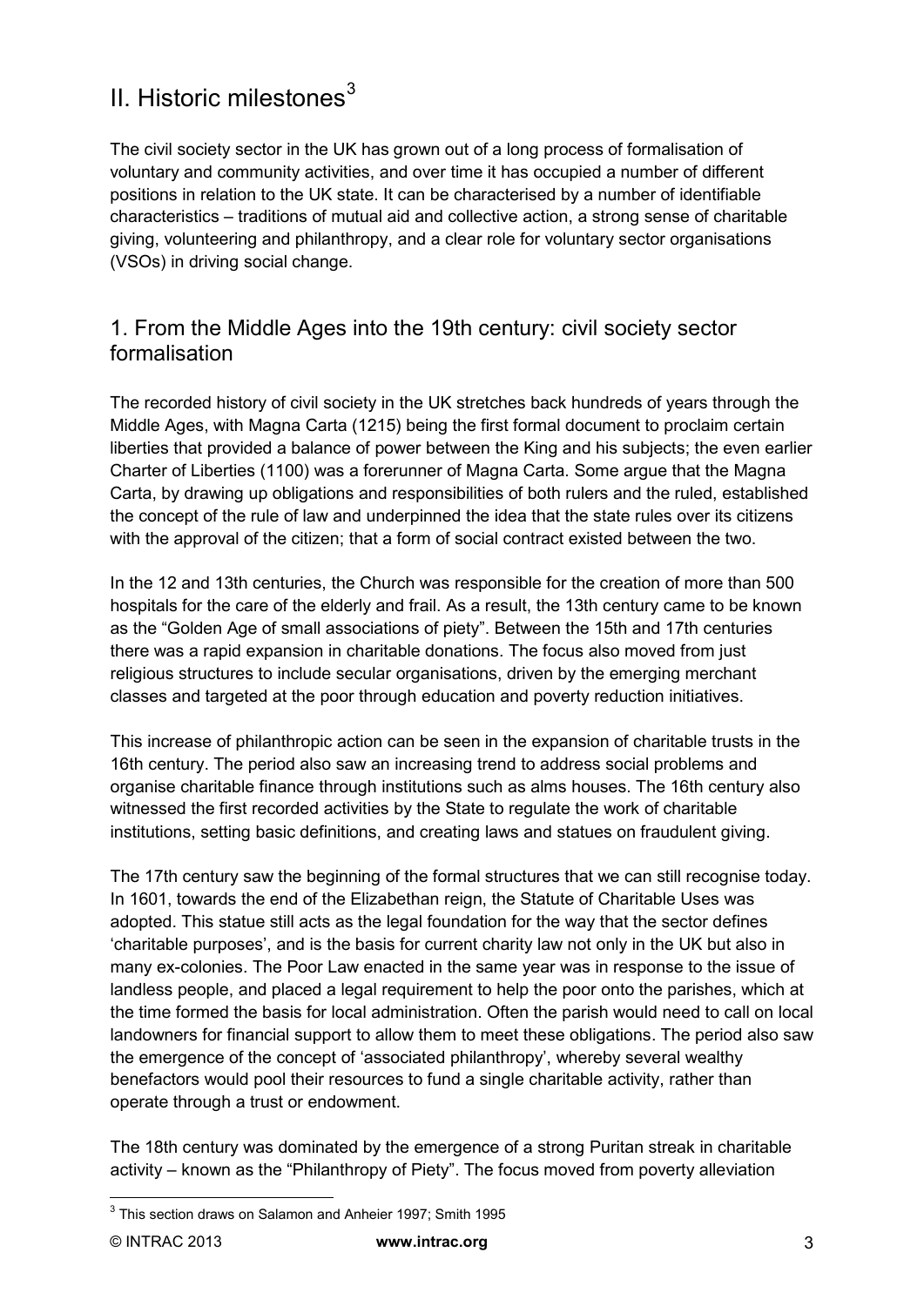# II. Historic milestones[3]

The civil society sector in the UK has grown out of a long process of formalisation of voluntary and community activities, and over time it has occupied a number of different positions in relation to the UK state. It can be characterised by a number of identifiable characteristics – traditions of mutual aid and collective action, a strong sense of charitable giving, volunteering and philanthropy, and a clear role for voluntary sector organisations (VSOs) in driving social change.

## 1. From the Middle Ages into the 19th century: civil society sector formalisation

The recorded history of civil society in the UK stretches back hundreds of years through the Middle Ages, with Magna Carta (1215) being the first formal document to proclaim certain liberties that provided a balance of power between the King and his subjects; the even earlier Charter of Liberties (1100) was a forerunner of Magna Carta. Some argue that the Magna Carta, by drawing up obligations and responsibilities of both rulers and the ruled, established the concept of the rule of law and underpinned the idea that the state rules over its citizens with the approval of the citizen; that a form of social contract existed between the two.

In the 12 and 13th centuries, the Church was responsible for the creation of more than 500 hospitals for the care of the elderly and frail. As a result, the 13th century came to be known as the "Golden Age of small associations of piety". Between the 15th and 17th centuries there was a rapid expansion in charitable donations. The focus also moved from just religious structures to include secular organisations, driven by the emerging merchant classes and targeted at the poor through education and poverty reduction initiatives.

This increase of philanthropic action can be seen in the expansion of charitable trusts in the 16th century. The period also saw an increasing trend to address social problems and organise charitable finance through institutions such as alms houses. The 16th century also witnessed the first recorded activities by the State to regulate the work of charitable institutions, setting basic definitions, and creating laws and statues on fraudulent giving.

The 17th century saw the beginning of the formal structures that we can still recognise today. In 1601, towards the end of the Elizabethan reign, the Statute of Charitable Uses was adopted. This statue still acts as the legal foundation for the way that the sector defines 'charitable purposes', and is the basis for current charity law not only in the UK but also in many ex-colonies. The Poor Law enacted in the same year was in response to the issue of landless people, and placed a legal requirement to help the poor onto the parishes, which at the time formed the basis for local administration. Often the parish would need to call on local landowners for financial support to allow them to meet these obligations. The period also saw the emergence of the concept of 'associated philanthropy', whereby several wealthy benefactors would pool their resources to fund a single charitable activity, rather than operate through a trust or endowment.

The 18th century was dominated by the emergence of a strong Puritan streak in charitable activity – known as the "Philanthropy of Piety". The focus moved from poverty alleviation

---

[3] This section draws on Salamon and Anheier 1997; Smith 1995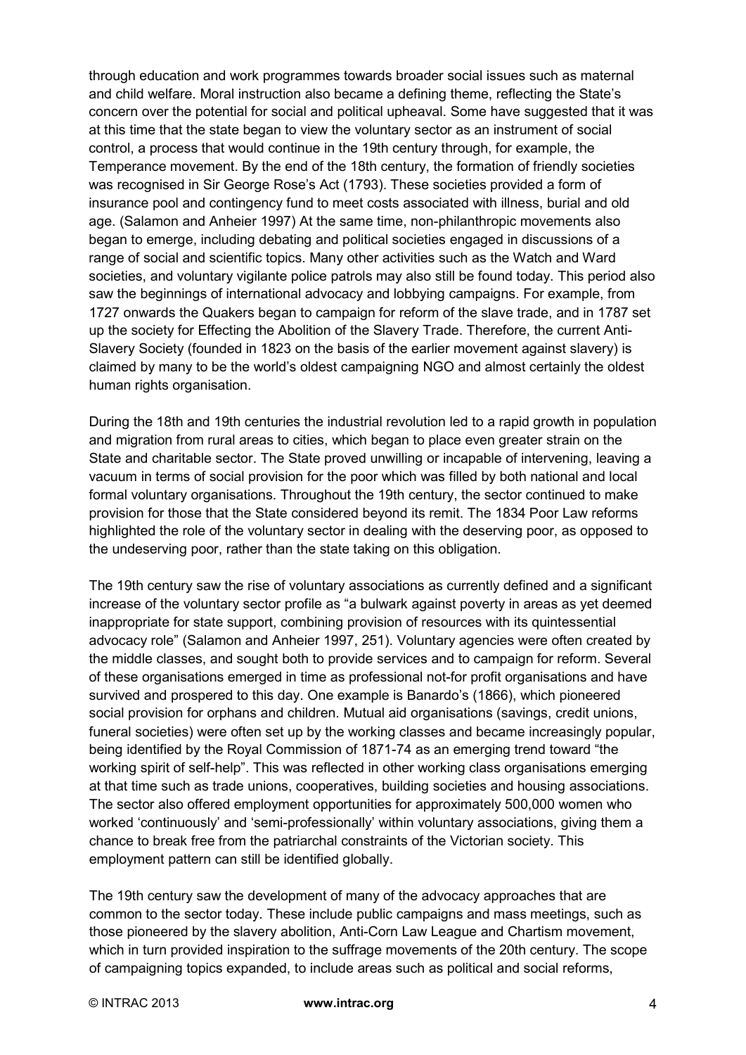through education and work programmes towards broader social issues such as maternal and child welfare. Moral instruction also became a defining theme, reflecting the State's concern over the potential for social and political upheaval. Some have suggested that it was at this time that the state began to view the voluntary sector as an instrument of social control, a process that would continue in the 19th century through, for example, the Temperance movement. By the end of the 18th century, the formation of friendly societies was recognised in Sir George Rose's Act (1793). These societies provided a form of insurance pool and contingency fund to meet costs associated with illness, burial and old age. (Salamon and Anheier 1997) At the same time, non-philanthropic movements also began to emerge, including debating and political societies engaged in discussions of a range of social and scientific topics. Many other activities such as the Watch and Ward societies, and voluntary vigilante police patrols may also still be found today. This period also saw the beginnings of international advocacy and lobbying campaigns. For example, from 1727 onwards the Quakers began to campaign for reform of the slave trade, and in 1787 set up the society for Effecting the Abolition of the Slavery Trade. Therefore, the current Anti-Slavery Society (founded in 1823 on the basis of the earlier movement against slavery) is claimed by many to be the world's oldest campaigning NGO and almost certainly the oldest human rights organisation.

During the 18th and 19th centuries the industrial revolution led to a rapid growth in population and migration from rural areas to cities, which began to place even greater strain on the State and charitable sector. The State proved unwilling or incapable of intervening, leaving a vacuum in terms of social provision for the poor which was filled by both national and local formal voluntary organisations. Throughout the 19th century, the sector continued to make provision for those that the State considered beyond its remit. The 1834 Poor Law reforms highlighted the role of the voluntary sector in dealing with the deserving poor, as opposed to the undeserving poor, rather than the state taking on this obligation.

The 19th century saw the rise of voluntary associations as currently defined and a significant increase of the voluntary sector profile as "a bulwark against poverty in areas as yet deemed inappropriate for state support, combining provision of resources with its quintessential advocacy role" (Salamon and Anheier 1997, 251). Voluntary agencies were often created by the middle classes, and sought both to provide services and to campaign for reform. Several of these organisations emerged in time as professional not-for profit organisations and have survived and prospered to this day. One example is Banardo's (1866), which pioneered social provision for orphans and children. Mutual aid organisations (savings, credit unions, funeral societies) were often set up by the working classes and became increasingly popular, being identified by the Royal Commission of 1871-74 as an emerging trend toward "the working spirit of self-help". This was reflected in other working class organisations emerging at that time such as trade unions, cooperatives, building societies and housing associations. The sector also offered employment opportunities for approximately 500,000 women who worked 'continuously' and 'semi-professionally' within voluntary associations, giving them a chance to break free from the patriarchal constraints of the Victorian society. This employment pattern can still be identified globally.

The 19th century saw the development of many of the advocacy approaches that are common to the sector today. These include public campaigns and mass meetings, such as those pioneered by the slavery abolition, Anti-Corn Law League and Chartism movement, which in turn provided inspiration to the suffrage movements of the 20th century. The scope of campaigning topics expanded, to include areas such as political and social reforms,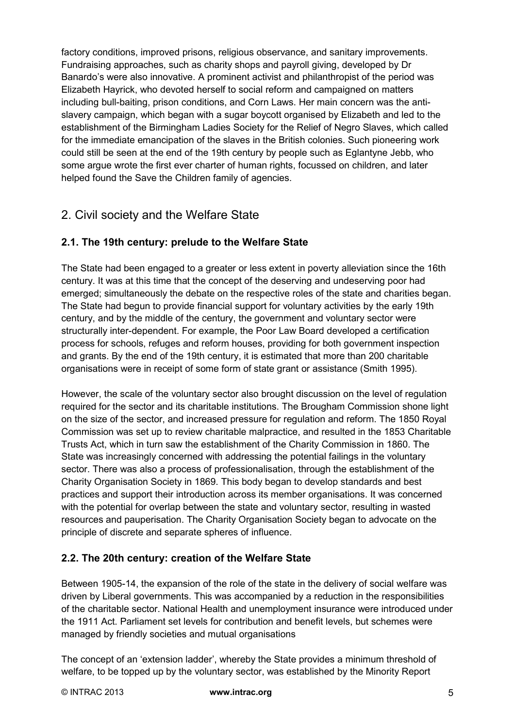factory conditions, improved prisons, religious observance, and sanitary improvements. Fundraising approaches, such as charity shops and payroll giving, developed by Dr Banardo's were also innovative. A prominent activist and philanthropist of the period was Elizabeth Hayrick, who devoted herself to social reform and campaigned on matters including bull-baiting, prison conditions, and Corn Laws. Her main concern was the anti-slavery campaign, which began with a sugar boycott organised by Elizabeth and led to the establishment of the Birmingham Ladies Society for the Relief of Negro Slaves, which called for the immediate emancipation of the slaves in the British colonies. Such pioneering work could still be seen at the end of the 19th century by people such as Eglantyne Jebb, who some argue wrote the first ever charter of human rights, focussed on children, and later helped found the Save the Children family of agencies.

## 2. Civil society and the Welfare State

### 2.1. The 19th century: prelude to the Welfare State

The State had been engaged to a greater or less extent in poverty alleviation since the 16th century. It was at this time that the concept of the deserving and undeserving poor had emerged; simultaneously the debate on the respective roles of the state and charities began. The State had begun to provide financial support for voluntary activities by the early 19th century, and by the middle of the century, the government and voluntary sector were structurally inter-dependent. For example, the Poor Law Board developed a certification process for schools, refuges and reform houses, providing for both government inspection and grants. By the end of the 19th century, it is estimated that more than 200 charitable organisations were in receipt of some form of state grant or assistance (Smith 1995).

However, the scale of the voluntary sector also brought discussion on the level of regulation required for the sector and its charitable institutions. The Brougham Commission shone light on the size of the sector, and increased pressure for regulation and reform. The 1850 Royal Commission was set up to review charitable malpractice, and resulted in the 1853 Charitable Trusts Act, which in turn saw the establishment of the Charity Commission in 1860. The State was increasingly concerned with addressing the potential failings in the voluntary sector. There was also a process of professionalisation, through the establishment of the Charity Organisation Society in 1869. This body began to develop standards and best practices and support their introduction across its member organisations. It was concerned with the potential for overlap between the state and voluntary sector, resulting in wasted resources and pauperisation. The Charity Organisation Society began to advocate on the principle of discrete and separate spheres of influence.

### 2.2. The 20th century: creation of the Welfare State

Between 1905-14, the expansion of the role of the state in the delivery of social welfare was driven by Liberal governments. This was accompanied by a reduction in the responsibilities of the charitable sector. National Health and unemployment insurance were introduced under the 1911 Act. Parliament set levels for contribution and benefit levels, but schemes were managed by friendly societies and mutual organisations

The concept of an 'extension ladder', whereby the State provides a minimum threshold of welfare, to be topped up by the voluntary sector, was established by the Minority Report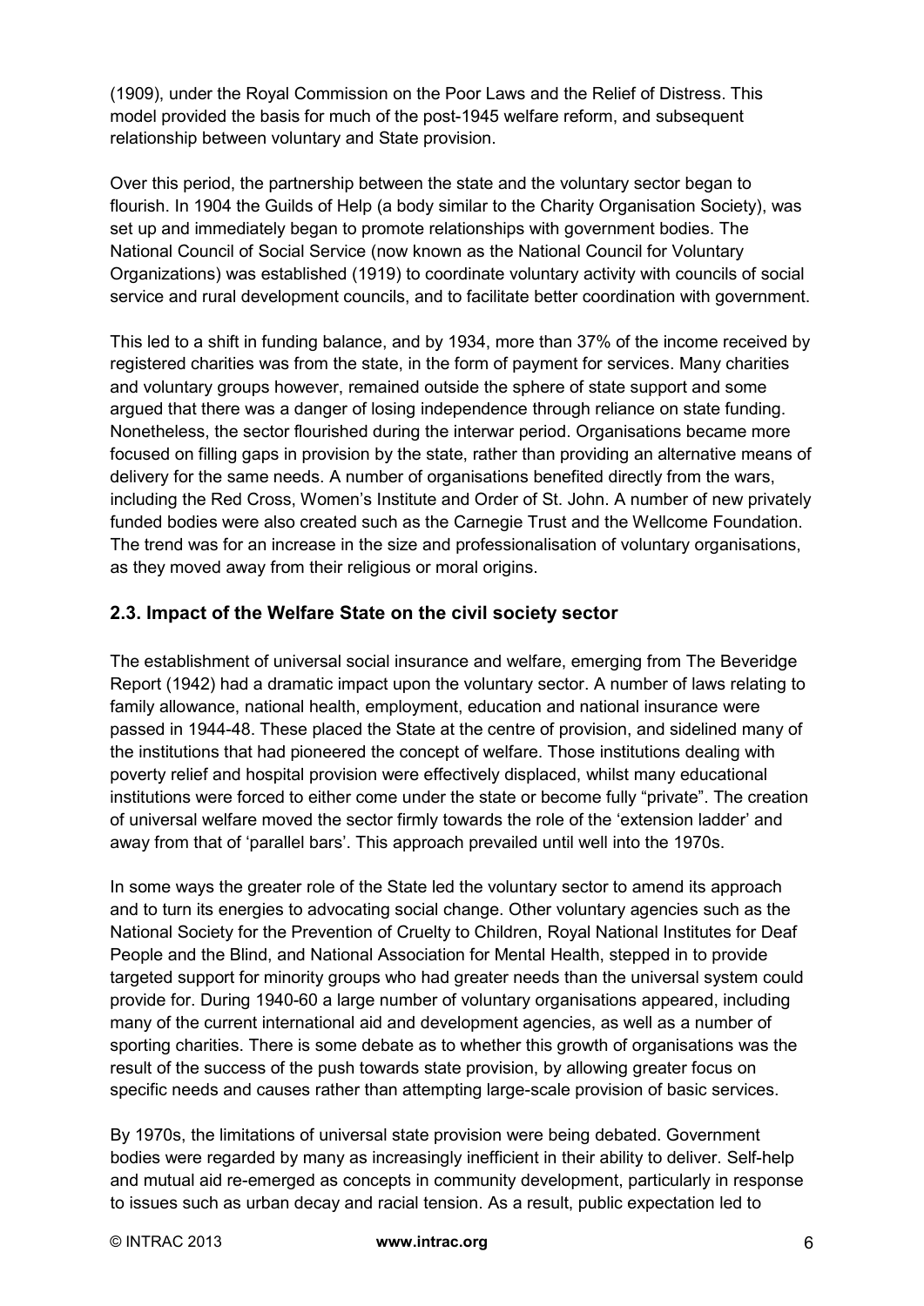(1909), under the Royal Commission on the Poor Laws and the Relief of Distress. This model provided the basis for much of the post-1945 welfare reform, and subsequent relationship between voluntary and State provision.

Over this period, the partnership between the state and the voluntary sector began to flourish. In 1904 the Guilds of Help (a body similar to the Charity Organisation Society), was set up and immediately began to promote relationships with government bodies. The National Council of Social Service (now known as the National Council for Voluntary Organizations) was established (1919) to coordinate voluntary activity with councils of social service and rural development councils, and to facilitate better coordination with government.

This led to a shift in funding balance, and by 1934, more than 37% of the income received by registered charities was from the state, in the form of payment for services. Many charities and voluntary groups however, remained outside the sphere of state support and some argued that there was a danger of losing independence through reliance on state funding. Nonetheless, the sector flourished during the interwar period. Organisations became more focused on filling gaps in provision by the state, rather than providing an alternative means of delivery for the same needs. A number of organisations benefited directly from the wars, including the Red Cross, Women's Institute and Order of St. John. A number of new privately funded bodies were also created such as the Carnegie Trust and the Wellcome Foundation. The trend was for an increase in the size and professionalisation of voluntary organisations, as they moved away from their religious or moral origins.

## 2.3. Impact of the Welfare State on the civil society sector

The establishment of universal social insurance and welfare, emerging from The Beveridge Report (1942) had a dramatic impact upon the voluntary sector. A number of laws relating to family allowance, national health, employment, education and national insurance were passed in 1944-48. These placed the State at the centre of provision, and sidelined many of the institutions that had pioneered the concept of welfare. Those institutions dealing with poverty relief and hospital provision were effectively displaced, whilst many educational institutions were forced to either come under the state or become fully "private". The creation of universal welfare moved the sector firmly towards the role of the 'extension ladder' and away from that of 'parallel bars'. This approach prevailed until well into the 1970s.

In some ways the greater role of the State led the voluntary sector to amend its approach and to turn its energies to advocating social change. Other voluntary agencies such as the National Society for the Prevention of Cruelty to Children, Royal National Institutes for Deaf People and the Blind, and National Association for Mental Health, stepped in to provide targeted support for minority groups who had greater needs than the universal system could provide for. During 1940-60 a large number of voluntary organisations appeared, including many of the current international aid and development agencies, as well as a number of sporting charities. There is some debate as to whether this growth of organisations was the result of the success of the push towards state provision, by allowing greater focus on specific needs and causes rather than attempting large-scale provision of basic services.

By 1970s, the limitations of universal state provision were being debated. Government bodies were regarded by many as increasingly inefficient in their ability to deliver. Self-help and mutual aid re-emerged as concepts in community development, particularly in response to issues such as urban decay and racial tension. As a result, public expectation led to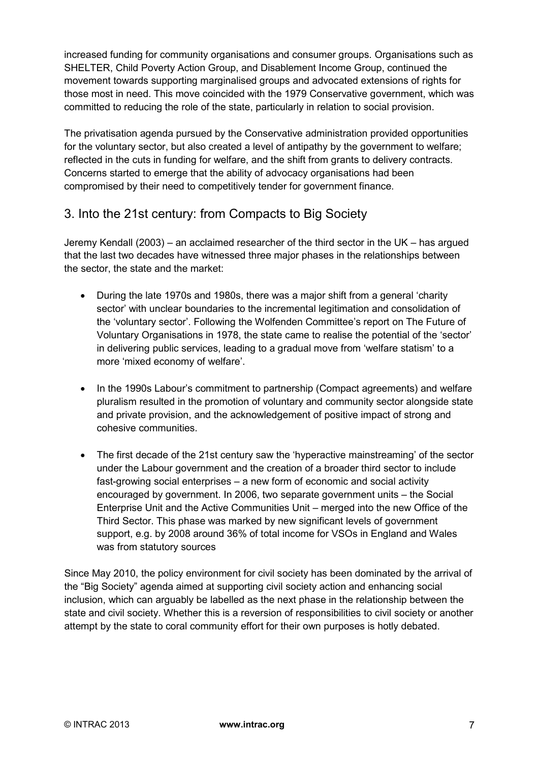increased funding for community organisations and consumer groups. Organisations such as SHELTER, Child Poverty Action Group, and Disablement Income Group, continued the movement towards supporting marginalised groups and advocated extensions of rights for those most in need. This move coincided with the 1979 Conservative government, which was committed to reducing the role of the state, particularly in relation to social provision.

The privatisation agenda pursued by the Conservative administration provided opportunities for the voluntary sector, but also created a level of antipathy by the government to welfare; reflected in the cuts in funding for welfare, and the shift from grants to delivery contracts. Concerns started to emerge that the ability of advocacy organisations had been compromised by their need to competitively tender for government finance.

## 3. Into the 21st century: from Compacts to Big Society

Jeremy Kendall (2003) – an acclaimed researcher of the third sector in the UK – has argued that the last two decades have witnessed three major phases in the relationships between the sector, the state and the market:

- During the late 1970s and 1980s, there was a major shift from a general 'charity sector' with unclear boundaries to the incremental legitimation and consolidation of the 'voluntary sector'. Following the Wolfenden Committee's report on The Future of Voluntary Organisations in 1978, the state came to realise the potential of the 'sector' in delivering public services, leading to a gradual move from 'welfare statism' to a more 'mixed economy of welfare'.

- In the 1990s Labour's commitment to partnership (Compact agreements) and welfare pluralism resulted in the promotion of voluntary and community sector alongside state and private provision, and the acknowledgement of positive impact of strong and cohesive communities.

- The first decade of the 21st century saw the 'hyperactive mainstreaming' of the sector under the Labour government and the creation of a broader third sector to include fast-growing social enterprises – a new form of economic and social activity encouraged by government. In 2006, two separate government units – the Social Enterprise Unit and the Active Communities Unit – merged into the new Office of the Third Sector. This phase was marked by new significant levels of government support, e.g. by 2008 around 36% of total income for VSOs in England and Wales was from statutory sources

Since May 2010, the policy environment for civil society has been dominated by the arrival of the "Big Society" agenda aimed at supporting civil society action and enhancing social inclusion, which can arguably be labelled as the next phase in the relationship between the state and civil society. Whether this is a reversion of responsibilities to civil society or another attempt by the state to coral community effort for their own purposes is hotly debated.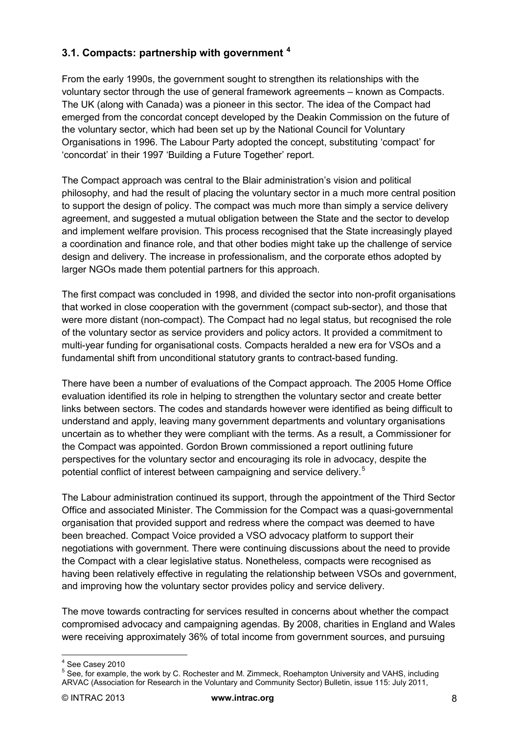### 3.1. Compacts: partnership with government [4]

From the early 1990s, the government sought to strengthen its relationships with the voluntary sector through the use of general framework agreements – known as Compacts. The UK (along with Canada) was a pioneer in this sector. The idea of the Compact had emerged from the concordat concept developed by the Deakin Commission on the future of the voluntary sector, which had been set up by the National Council for Voluntary Organisations in 1996. The Labour Party adopted the concept, substituting 'compact' for 'concordat' in their 1997 'Building a Future Together' report.

The Compact approach was central to the Blair administration's vision and political philosophy, and had the result of placing the voluntary sector in a much more central position to support the design of policy. The compact was much more than simply a service delivery agreement, and suggested a mutual obligation between the State and the sector to develop and implement welfare provision. This process recognised that the State increasingly played a coordination and finance role, and that other bodies might take up the challenge of service design and delivery. The increase in professionalism, and the corporate ethos adopted by larger NGOs made them potential partners for this approach.

The first compact was concluded in 1998, and divided the sector into non-profit organisations that worked in close cooperation with the government (compact sub-sector), and those that were more distant (non-compact). The Compact had no legal status, but recognised the role of the voluntary sector as service providers and policy actors. It provided a commitment to multi-year funding for organisational costs. Compacts heralded a new era for VSOs and a fundamental shift from unconditional statutory grants to contract-based funding.

There have been a number of evaluations of the Compact approach. The 2005 Home Office evaluation identified its role in helping to strengthen the voluntary sector and create better links between sectors. The codes and standards however were identified as being difficult to understand and apply, leaving many government departments and voluntary organisations uncertain as to whether they were compliant with the terms. As a result, a Commissioner for the Compact was appointed. Gordon Brown commissioned a report outlining future perspectives for the voluntary sector and encouraging its role in advocacy, despite the potential conflict of interest between campaigning and service delivery.[5]

The Labour administration continued its support, through the appointment of the Third Sector Office and associated Minister. The Commission for the Compact was a quasi-governmental organisation that provided support and redress where the compact was deemed to have been breached. Compact Voice provided a VSO advocacy platform to support their negotiations with government. There were continuing discussions about the need to provide the Compact with a clear legislative status. Nonetheless, compacts were recognised as having been relatively effective in regulating the relationship between VSOs and government, and improving how the voluntary sector provides policy and service delivery.

The move towards contracting for services resulted in concerns about whether the compact compromised advocacy and campaigning agendas. By 2008, charities in England and Wales were receiving approximately 36% of total income from government sources, and pursuing

---

[4] See Casey 2010

[5] See, for example, the work by C. Rochester and M. Zimmeck, Roehampton University and VAHS, including ARVAC (Association for Research in the Voluntary and Community Sector) Bulletin, issue 115: July 2011,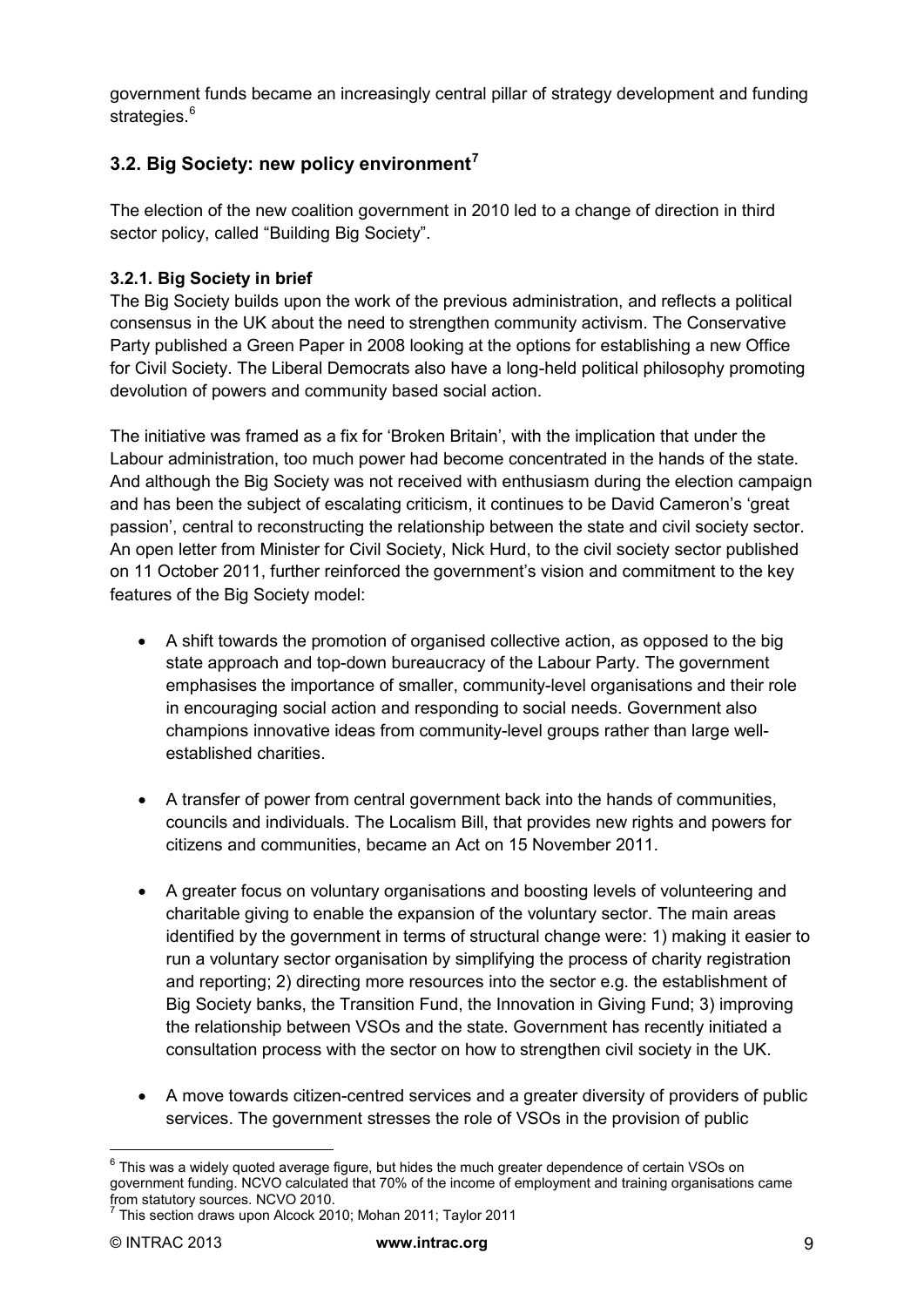government funds became an increasingly central pillar of strategy development and funding strategies.[6]

## 3.2. Big Society: new policy environment[7]

The election of the new coalition government in 2010 led to a change of direction in third sector policy, called "Building Big Society".

### 3.2.1. Big Society in brief

The Big Society builds upon the work of the previous administration, and reflects a political consensus in the UK about the need to strengthen community activism. The Conservative Party published a Green Paper in 2008 looking at the options for establishing a new Office for Civil Society. The Liberal Democrats also have a long-held political philosophy promoting devolution of powers and community based social action.

The initiative was framed as a fix for 'Broken Britain', with the implication that under the Labour administration, too much power had become concentrated in the hands of the state. And although the Big Society was not received with enthusiasm during the election campaign and has been the subject of escalating criticism, it continues to be David Cameron's 'great passion', central to reconstructing the relationship between the state and civil society sector. An open letter from Minister for Civil Society, Nick Hurd, to the civil society sector published on 11 October 2011, further reinforced the government's vision and commitment to the key features of the Big Society model:

- A shift towards the promotion of organised collective action, as opposed to the big state approach and top-down bureaucracy of the Labour Party. The government emphasises the importance of smaller, community-level organisations and their role in encouraging social action and responding to social needs. Government also champions innovative ideas from community-level groups rather than large well-established charities.

- A transfer of power from central government back into the hands of communities, councils and individuals. The Localism Bill, that provides new rights and powers for citizens and communities, became an Act on 15 November 2011.

- A greater focus on voluntary organisations and boosting levels of volunteering and charitable giving to enable the expansion of the voluntary sector. The main areas identified by the government in terms of structural change were: 1) making it easier to run a voluntary sector organisation by simplifying the process of charity registration and reporting; 2) directing more resources into the sector e.g. the establishment of Big Society banks, the Transition Fund, the Innovation in Giving Fund; 3) improving the relationship between VSOs and the state. Government has recently initiated a consultation process with the sector on how to strengthen civil society in the UK.

- A move towards citizen-centred services and a greater diversity of providers of public services. The government stresses the role of VSOs in the provision of public

---

[6] This was a widely quoted average figure, but hides the much greater dependence of certain VSOs on government funding. NCVO calculated that 70% of the income of employment and training organisations came from statutory sources. NCVO 2010.

[7] This section draws upon Alcock 2010; Mohan 2011; Taylor 2011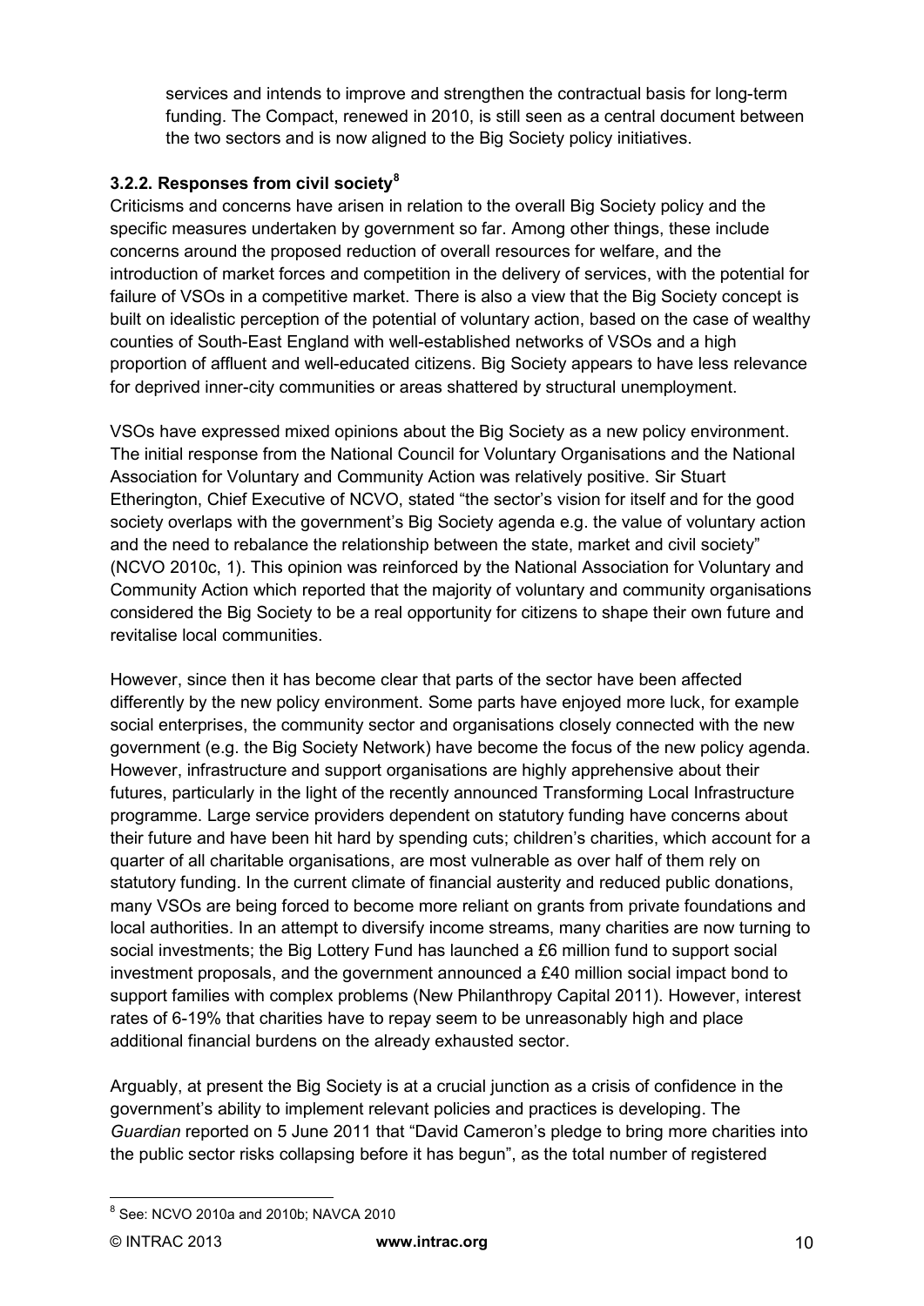services and intends to improve and strengthen the contractual basis for long-term funding. The Compact, renewed in 2010, is still seen as a central document between the two sectors and is now aligned to the Big Society policy initiatives.

### 3.2.2. Responses from civil society[8]

Criticisms and concerns have arisen in relation to the overall Big Society policy and the specific measures undertaken by government so far. Among other things, these include concerns around the proposed reduction of overall resources for welfare, and the introduction of market forces and competition in the delivery of services, with the potential for failure of VSOs in a competitive market. There is also a view that the Big Society concept is built on idealistic perception of the potential of voluntary action, based on the case of wealthy counties of South-East England with well-established networks of VSOs and a high proportion of affluent and well-educated citizens. Big Society appears to have less relevance for deprived inner-city communities or areas shattered by structural unemployment.

VSOs have expressed mixed opinions about the Big Society as a new policy environment. The initial response from the National Council for Voluntary Organisations and the National Association for Voluntary and Community Action was relatively positive. Sir Stuart Etherington, Chief Executive of NCVO, stated "the sector's vision for itself and for the good society overlaps with the government's Big Society agenda e.g. the value of voluntary action and the need to rebalance the relationship between the state, market and civil society" (NCVO 2010c, 1). This opinion was reinforced by the National Association for Voluntary and Community Action which reported that the majority of voluntary and community organisations considered the Big Society to be a real opportunity for citizens to shape their own future and revitalise local communities.

However, since then it has become clear that parts of the sector have been affected differently by the new policy environment. Some parts have enjoyed more luck, for example social enterprises, the community sector and organisations closely connected with the new government (e.g. the Big Society Network) have become the focus of the new policy agenda. However, infrastructure and support organisations are highly apprehensive about their futures, particularly in the light of the recently announced Transforming Local Infrastructure programme. Large service providers dependent on statutory funding have concerns about their future and have been hit hard by spending cuts; children's charities, which account for a quarter of all charitable organisations, are most vulnerable as over half of them rely on statutory funding. In the current climate of financial austerity and reduced public donations, many VSOs are being forced to become more reliant on grants from private foundations and local authorities. In an attempt to diversify income streams, many charities are now turning to social investments; the Big Lottery Fund has launched a £6 million fund to support social investment proposals, and the government announced a £40 million social impact bond to support families with complex problems (New Philanthropy Capital 2011). However, interest rates of 6-19% that charities have to repay seem to be unreasonably high and place additional financial burdens on the already exhausted sector.

Arguably, at present the Big Society is at a crucial junction as a crisis of confidence in the government's ability to implement relevant policies and practices is developing. The *Guardian* reported on 5 June 2011 that "David Cameron's pledge to bring more charities into the public sector risks collapsing before it has begun", as the total number of registered

[8] See: NCVO 2010a and 2010b; NAVCA 2010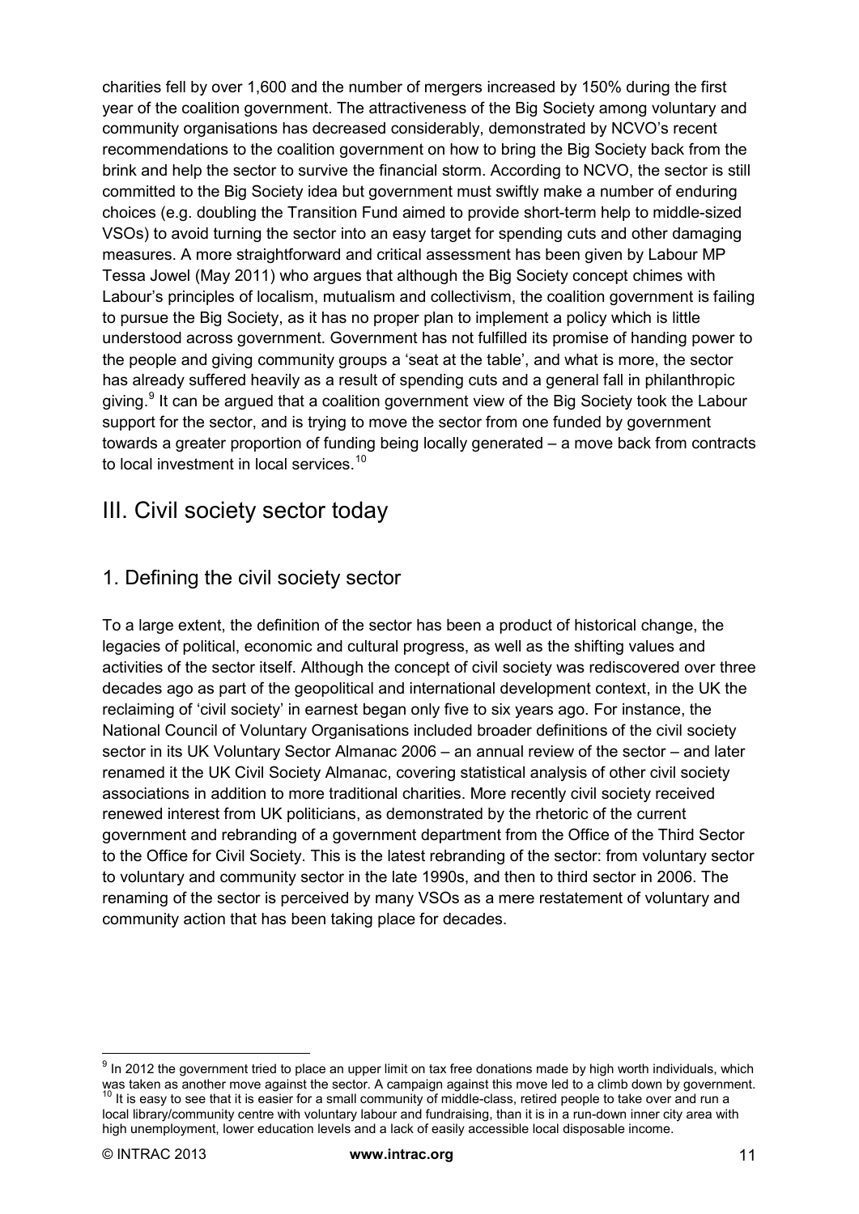charities fell by over 1,600 and the number of mergers increased by 150% during the first year of the coalition government. The attractiveness of the Big Society among voluntary and community organisations has decreased considerably, demonstrated by NCVO's recent recommendations to the coalition government on how to bring the Big Society back from the brink and help the sector to survive the financial storm. According to NCVO, the sector is still committed to the Big Society idea but government must swiftly make a number of enduring choices (e.g. doubling the Transition Fund aimed to provide short-term help to middle-sized VSOs) to avoid turning the sector into an easy target for spending cuts and other damaging measures. A more straightforward and critical assessment has been given by Labour MP Tessa Jowel (May 2011) who argues that although the Big Society concept chimes with Labour's principles of localism, mutualism and collectivism, the coalition government is failing to pursue the Big Society, as it has no proper plan to implement a policy which is little understood across government. Government has not fulfilled its promise of handing power to the people and giving community groups a 'seat at the table', and what is more, the sector has already suffered heavily as a result of spending cuts and a general fall in philanthropic giving.[9] It can be argued that a coalition government view of the Big Society took the Labour support for the sector, and is trying to move the sector from one funded by government towards a greater proportion of funding being locally generated – a move back from contracts to local investment in local services.[10]

## III. Civil society sector today

### 1. Defining the civil society sector

To a large extent, the definition of the sector has been a product of historical change, the legacies of political, economic and cultural progress, as well as the shifting values and activities of the sector itself. Although the concept of civil society was rediscovered over three decades ago as part of the geopolitical and international development context, in the UK the reclaiming of 'civil society' in earnest began only five to six years ago. For instance, the National Council of Voluntary Organisations included broader definitions of the civil society sector in its UK Voluntary Sector Almanac 2006 – an annual review of the sector – and later renamed it the UK Civil Society Almanac, covering statistical analysis of other civil society associations in addition to more traditional charities. More recently civil society received renewed interest from UK politicians, as demonstrated by the rhetoric of the current government and rebranding of a government department from the Office of the Third Sector to the Office for Civil Society. This is the latest rebranding of the sector: from voluntary sector to voluntary and community sector in the late 1990s, and then to third sector in 2006. The renaming of the sector is perceived by many VSOs as a mere restatement of voluntary and community action that has been taking place for decades.

---

[9] In 2012 the government tried to place an upper limit on tax free donations made by high worth individuals, which was taken as another move against the sector. A campaign against this move led to a climb down by government.

[10] It is easy to see that it is easier for a small community of middle-class, retired people to take over and run a local library/community centre with voluntary labour and fundraising, than it is in a run-down inner city area with high unemployment, lower education levels and a lack of easily accessible local disposable income.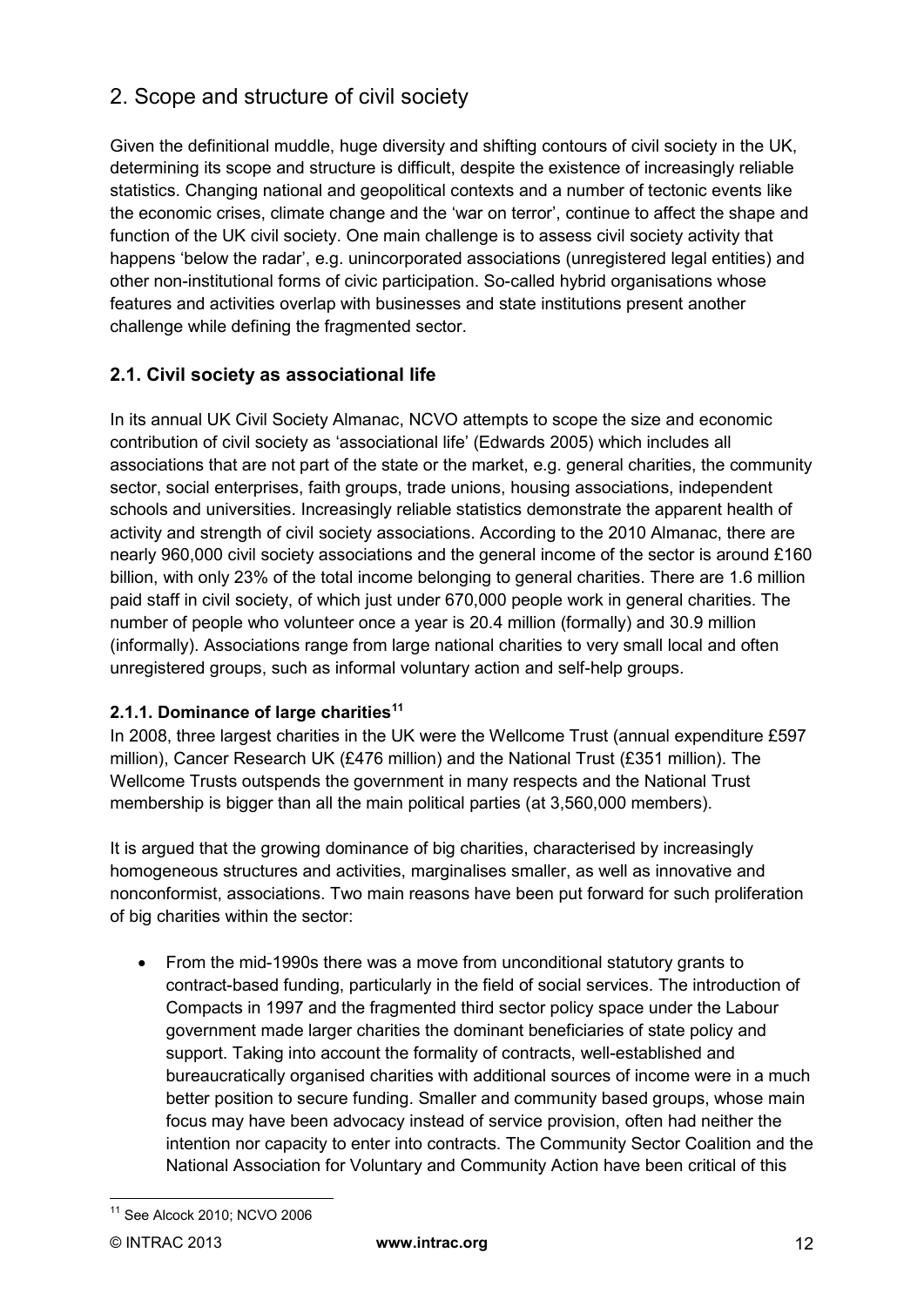## 2. Scope and structure of civil society

Given the definitional muddle, huge diversity and shifting contours of civil society in the UK, determining its scope and structure is difficult, despite the existence of increasingly reliable statistics. Changing national and geopolitical contexts and a number of tectonic events like the economic crises, climate change and the 'war on terror', continue to affect the shape and function of the UK civil society. One main challenge is to assess civil society activity that happens 'below the radar', e.g. unincorporated associations (unregistered legal entities) and other non-institutional forms of civic participation. So-called hybrid organisations whose features and activities overlap with businesses and state institutions present another challenge while defining the fragmented sector.

### 2.1. Civil society as associational life

In its annual UK Civil Society Almanac, NCVO attempts to scope the size and economic contribution of civil society as 'associational life' (Edwards 2005) which includes all associations that are not part of the state or the market, e.g. general charities, the community sector, social enterprises, faith groups, trade unions, housing associations, independent schools and universities. Increasingly reliable statistics demonstrate the apparent health of activity and strength of civil society associations. According to the 2010 Almanac, there are nearly 960,000 civil society associations and the general income of the sector is around £160 billion, with only 23% of the total income belonging to general charities. There are 1.6 million paid staff in civil society, of which just under 670,000 people work in general charities. The number of people who volunteer once a year is 20.4 million (formally) and 30.9 million (informally). Associations range from large national charities to very small local and often unregistered groups, such as informal voluntary action and self-help groups.

#### 2.1.1. Dominance of large charities[11]

In 2008, three largest charities in the UK were the Wellcome Trust (annual expenditure £597 million), Cancer Research UK (£476 million) and the National Trust (£351 million). The Wellcome Trusts outspends the government in many respects and the National Trust membership is bigger than all the main political parties (at 3,560,000 members).

It is argued that the growing dominance of big charities, characterised by increasingly homogeneous structures and activities, marginalises smaller, as well as innovative and nonconformist, associations. Two main reasons have been put forward for such proliferation of big charities within the sector:

- From the mid-1990s there was a move from unconditional statutory grants to contract-based funding, particularly in the field of social services. The introduction of Compacts in 1997 and the fragmented third sector policy space under the Labour government made larger charities the dominant beneficiaries of state policy and support. Taking into account the formality of contracts, well-established and bureaucratically organised charities with additional sources of income were in a much better position to secure funding. Smaller and community based groups, whose main focus may have been advocacy instead of service provision, often had neither the intention nor capacity to enter into contracts. The Community Sector Coalition and the National Association for Voluntary and Community Action have been critical of this

[11] See Alcock 2010; NCVO 2006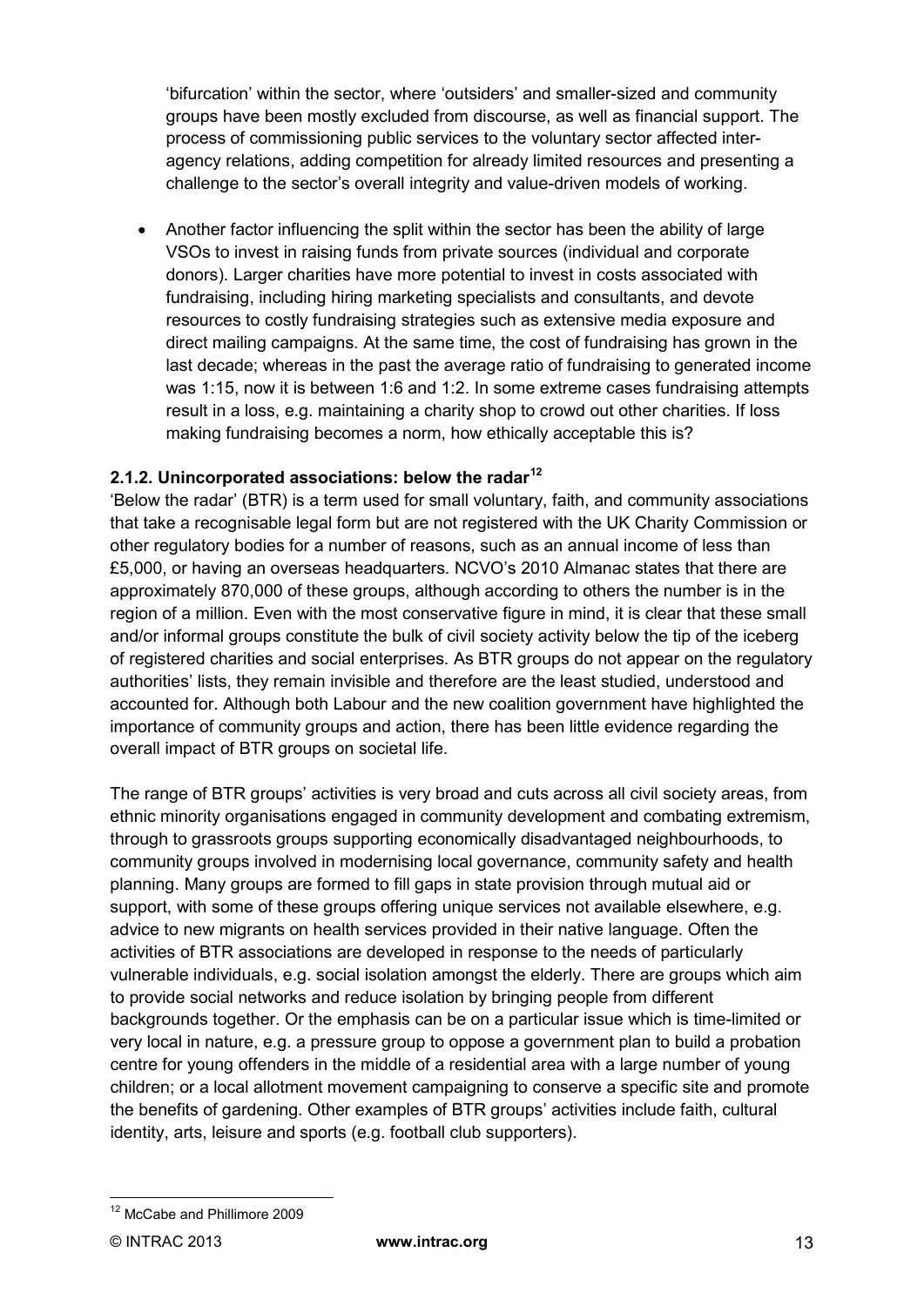'bifurcation' within the sector, where 'outsiders' and smaller-sized and community groups have been mostly excluded from discourse, as well as financial support. The process of commissioning public services to the voluntary sector affected inter-agency relations, adding competition for already limited resources and presenting a challenge to the sector's overall integrity and value-driven models of working.

- Another factor influencing the split within the sector has been the ability of large VSOs to invest in raising funds from private sources (individual and corporate donors). Larger charities have more potential to invest in costs associated with fundraising, including hiring marketing specialists and consultants, and devote resources to costly fundraising strategies such as extensive media exposure and direct mailing campaigns. At the same time, the cost of fundraising has grown in the last decade; whereas in the past the average ratio of fundraising to generated income was 1:15, now it is between 1:6 and 1:2. In some extreme cases fundraising attempts result in a loss, e.g. maintaining a charity shop to crowd out other charities. If loss making fundraising becomes a norm, how ethically acceptable this is?

### 2.1.2. Unincorporated associations: below the radar[12]

'Below the radar' (BTR) is a term used for small voluntary, faith, and community associations that take a recognisable legal form but are not registered with the UK Charity Commission or other regulatory bodies for a number of reasons, such as an annual income of less than £5,000, or having an overseas headquarters. NCVO's 2010 Almanac states that there are approximately 870,000 of these groups, although according to others the number is in the region of a million. Even with the most conservative figure in mind, it is clear that these small and/or informal groups constitute the bulk of civil society activity below the tip of the iceberg of registered charities and social enterprises. As BTR groups do not appear on the regulatory authorities' lists, they remain invisible and therefore are the least studied, understood and accounted for. Although both Labour and the new coalition government have highlighted the importance of community groups and action, there has been little evidence regarding the overall impact of BTR groups on societal life.

The range of BTR groups' activities is very broad and cuts across all civil society areas, from ethnic minority organisations engaged in community development and combating extremism, through to grassroots groups supporting economically disadvantaged neighbourhoods, to community groups involved in modernising local governance, community safety and health planning. Many groups are formed to fill gaps in state provision through mutual aid or support, with some of these groups offering unique services not available elsewhere, e.g. advice to new migrants on health services provided in their native language. Often the activities of BTR associations are developed in response to the needs of particularly vulnerable individuals, e.g. social isolation amongst the elderly. There are groups which aim to provide social networks and reduce isolation by bringing people from different backgrounds together. Or the emphasis can be on a particular issue which is time-limited or very local in nature, e.g. a pressure group to oppose a government plan to build a probation centre for young offenders in the middle of a residential area with a large number of young children; or a local allotment movement campaigning to conserve a specific site and promote the benefits of gardening. Other examples of BTR groups' activities include faith, cultural identity, arts, leisure and sports (e.g. football club supporters).

---

[12] McCabe and Phillimore 2009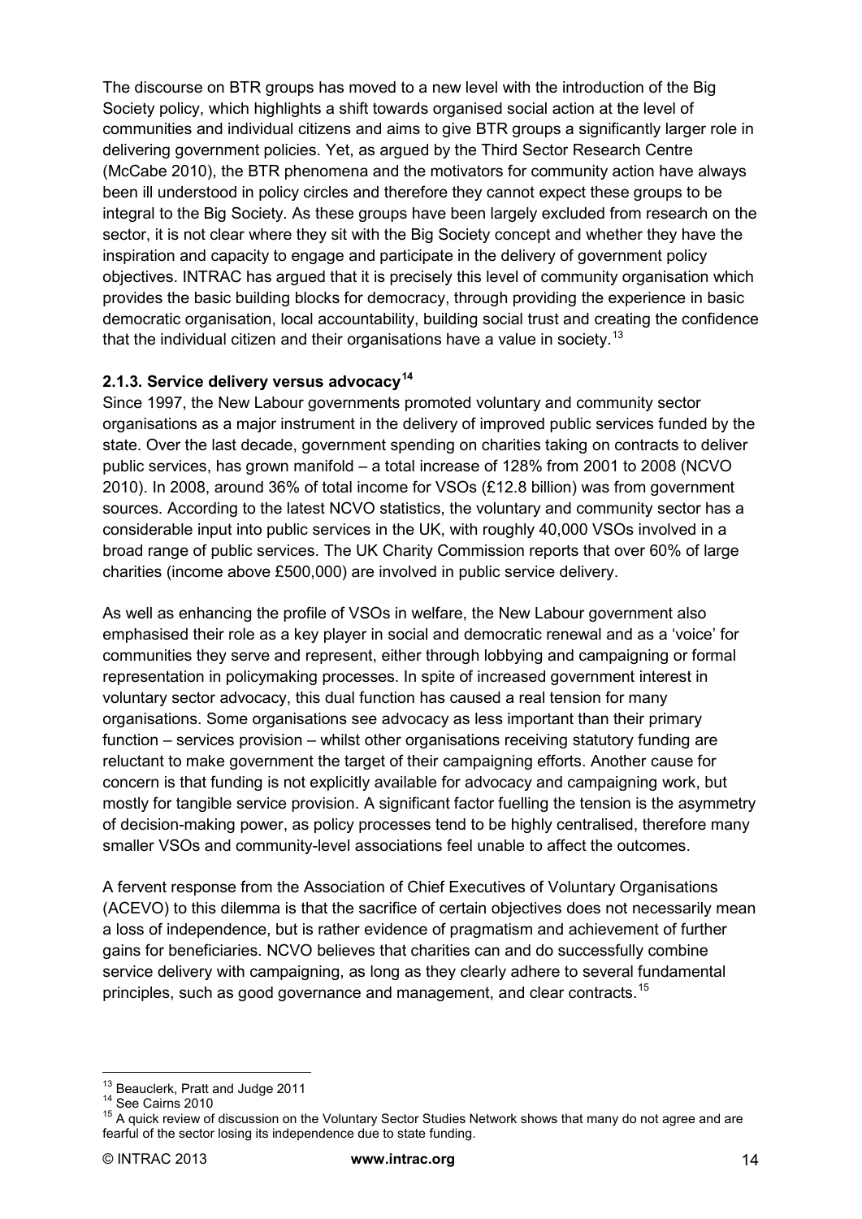The discourse on BTR groups has moved to a new level with the introduction of the Big Society policy, which highlights a shift towards organised social action at the level of communities and individual citizens and aims to give BTR groups a significantly larger role in delivering government policies. Yet, as argued by the Third Sector Research Centre (McCabe 2010), the BTR phenomena and the motivators for community action have always been ill understood in policy circles and therefore they cannot expect these groups to be integral to the Big Society. As these groups have been largely excluded from research on the sector, it is not clear where they sit with the Big Society concept and whether they have the inspiration and capacity to engage and participate in the delivery of government policy objectives. INTRAC has argued that it is precisely this level of community organisation which provides the basic building blocks for democracy, through providing the experience in basic democratic organisation, local accountability, building social trust and creating the confidence that the individual citizen and their organisations have a value in society.[13]

### 2.1.3. Service delivery versus advocacy[14]

Since 1997, the New Labour governments promoted voluntary and community sector organisations as a major instrument in the delivery of improved public services funded by the state. Over the last decade, government spending on charities taking on contracts to deliver public services, has grown manifold – a total increase of 128% from 2001 to 2008 (NCVO 2010). In 2008, around 36% of total income for VSOs (£12.8 billion) was from government sources. According to the latest NCVO statistics, the voluntary and community sector has a considerable input into public services in the UK, with roughly 40,000 VSOs involved in a broad range of public services. The UK Charity Commission reports that over 60% of large charities (income above £500,000) are involved in public service delivery.

As well as enhancing the profile of VSOs in welfare, the New Labour government also emphasised their role as a key player in social and democratic renewal and as a 'voice' for communities they serve and represent, either through lobbying and campaigning or formal representation in policymaking processes. In spite of increased government interest in voluntary sector advocacy, this dual function has caused a real tension for many organisations. Some organisations see advocacy as less important than their primary function – services provision – whilst other organisations receiving statutory funding are reluctant to make government the target of their campaigning efforts. Another cause for concern is that funding is not explicitly available for advocacy and campaigning work, but mostly for tangible service provision. A significant factor fuelling the tension is the asymmetry of decision-making power, as policy processes tend to be highly centralised, therefore many smaller VSOs and community-level associations feel unable to affect the outcomes.

A fervent response from the Association of Chief Executives of Voluntary Organisations (ACEVO) to this dilemma is that the sacrifice of certain objectives does not necessarily mean a loss of independence, but is rather evidence of pragmatism and achievement of further gains for beneficiaries. NCVO believes that charities can and do successfully combine service delivery with campaigning, as long as they clearly adhere to several fundamental principles, such as good governance and management, and clear contracts.[15]

---

[13] Beauclerk, Pratt and Judge 2011

[14] See Cairns 2010

[15] A quick review of discussion on the Voluntary Sector Studies Network shows that many do not agree and are fearful of the sector losing its independence due to state funding.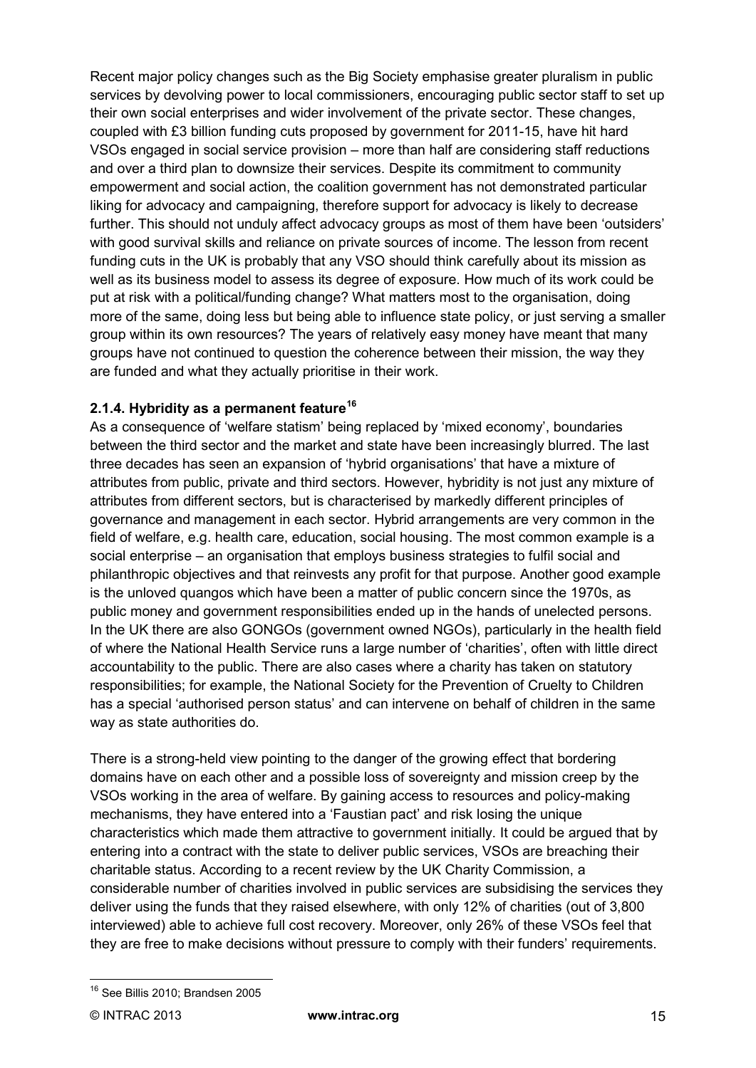Recent major policy changes such as the Big Society emphasise greater pluralism in public services by devolving power to local commissioners, encouraging public sector staff to set up their own social enterprises and wider involvement of the private sector. These changes, coupled with £3 billion funding cuts proposed by government for 2011-15, have hit hard VSOs engaged in social service provision – more than half are considering staff reductions and over a third plan to downsize their services. Despite its commitment to community empowerment and social action, the coalition government has not demonstrated particular liking for advocacy and campaigning, therefore support for advocacy is likely to decrease further. This should not unduly affect advocacy groups as most of them have been 'outsiders' with good survival skills and reliance on private sources of income. The lesson from recent funding cuts in the UK is probably that any VSO should think carefully about its mission as well as its business model to assess its degree of exposure. How much of its work could be put at risk with a political/funding change? What matters most to the organisation, doing more of the same, doing less but being able to influence state policy, or just serving a smaller group within its own resources? The years of relatively easy money have meant that many groups have not continued to question the coherence between their mission, the way they are funded and what they actually prioritise in their work.

#### 2.1.4. Hybridity as a permanent feature[16]

As a consequence of 'welfare statism' being replaced by 'mixed economy', boundaries between the third sector and the market and state have been increasingly blurred. The last three decades has seen an expansion of 'hybrid organisations' that have a mixture of attributes from public, private and third sectors. However, hybridity is not just any mixture of attributes from different sectors, but is characterised by markedly different principles of governance and management in each sector. Hybrid arrangements are very common in the field of welfare, e.g. health care, education, social housing. The most common example is a social enterprise – an organisation that employs business strategies to fulfil social and philanthropic objectives and that reinvests any profit for that purpose. Another good example is the unloved quangos which have been a matter of public concern since the 1970s, as public money and government responsibilities ended up in the hands of unelected persons. In the UK there are also GONGOs (government owned NGOs), particularly in the health field of where the National Health Service runs a large number of 'charities', often with little direct accountability to the public. There are also cases where a charity has taken on statutory responsibilities; for example, the National Society for the Prevention of Cruelty to Children has a special 'authorised person status' and can intervene on behalf of children in the same way as state authorities do.

There is a strong-held view pointing to the danger of the growing effect that bordering domains have on each other and a possible loss of sovereignty and mission creep by the VSOs working in the area of welfare. By gaining access to resources and policy-making mechanisms, they have entered into a 'Faustian pact' and risk losing the unique characteristics which made them attractive to government initially. It could be argued that by entering into a contract with the state to deliver public services, VSOs are breaching their charitable status. According to a recent review by the UK Charity Commission, a considerable number of charities involved in public services are subsidising the services they deliver using the funds that they raised elsewhere, with only 12% of charities (out of 3,800 interviewed) able to achieve full cost recovery. Moreover, only 26% of these VSOs feel that they are free to make decisions without pressure to comply with their funders' requirements.

---

[16] See Billis 2010; Brandsen 2005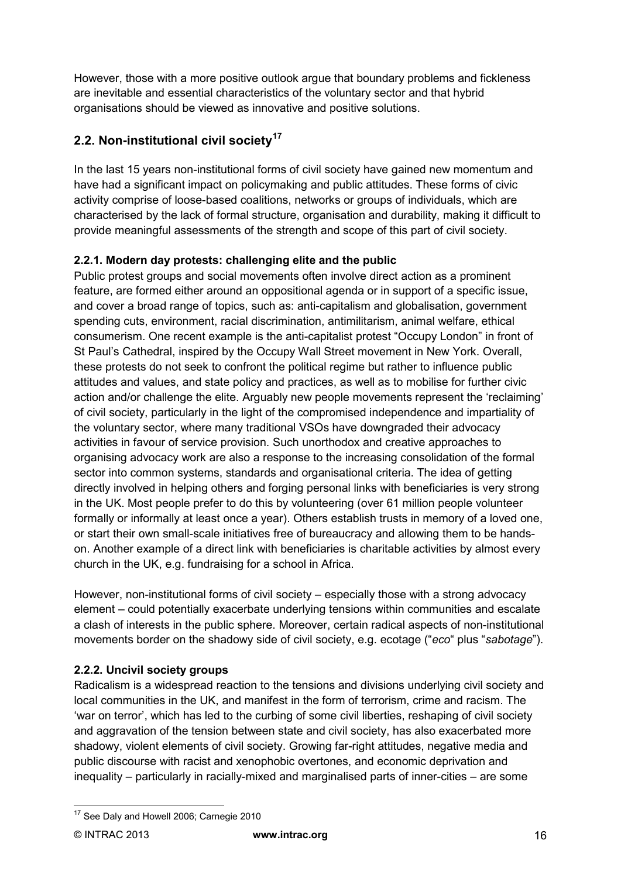However, those with a more positive outlook argue that boundary problems and fickleness are inevitable and essential characteristics of the voluntary sector and that hybrid organisations should be viewed as innovative and positive solutions.

## 2.2. Non-institutional civil society[17]

In the last 15 years non-institutional forms of civil society have gained new momentum and have had a significant impact on policymaking and public attitudes. These forms of civic activity comprise of loose-based coalitions, networks or groups of individuals, which are characterised by the lack of formal structure, organisation and durability, making it difficult to provide meaningful assessments of the strength and scope of this part of civil society.

### 2.2.1. Modern day protests: challenging elite and the public

Public protest groups and social movements often involve direct action as a prominent feature, are formed either around an oppositional agenda or in support of a specific issue, and cover a broad range of topics, such as: anti-capitalism and globalisation, government spending cuts, environment, racial discrimination, antimilitarism, animal welfare, ethical consumerism. One recent example is the anti-capitalist protest "Occupy London" in front of St Paul's Cathedral, inspired by the Occupy Wall Street movement in New York. Overall, these protests do not seek to confront the political regime but rather to influence public attitudes and values, and state policy and practices, as well as to mobilise for further civic action and/or challenge the elite. Arguably new people movements represent the 'reclaiming' of civil society, particularly in the light of the compromised independence and impartiality of the voluntary sector, where many traditional VSOs have downgraded their advocacy activities in favour of service provision. Such unorthodox and creative approaches to organising advocacy work are also a response to the increasing consolidation of the formal sector into common systems, standards and organisational criteria. The idea of getting directly involved in helping others and forging personal links with beneficiaries is very strong in the UK. Most people prefer to do this by volunteering (over 61 million people volunteer formally or informally at least once a year). Others establish trusts in memory of a loved one, or start their own small-scale initiatives free of bureaucracy and allowing them to be hands-on. Another example of a direct link with beneficiaries is charitable activities by almost every church in the UK, e.g. fundraising for a school in Africa.

However, non-institutional forms of civil society – especially those with a strong advocacy element – could potentially exacerbate underlying tensions within communities and escalate a clash of interests in the public sphere. Moreover, certain radical aspects of non-institutional movements border on the shadowy side of civil society, e.g. ecotage ("*eco*" plus "*sabotage*").

### 2.2.2. Uncivil society groups

Radicalism is a widespread reaction to the tensions and divisions underlying civil society and local communities in the UK, and manifest in the form of terrorism, crime and racism. The 'war on terror', which has led to the curbing of some civil liberties, reshaping of civil society and aggravation of the tension between state and civil society, has also exacerbated more shadowy, violent elements of civil society. Growing far-right attitudes, negative media and public discourse with racist and xenophobic overtones, and economic deprivation and inequality – particularly in racially-mixed and marginalised parts of inner-cities – are some

[17] See Daly and Howell 2006; Carnegie 2010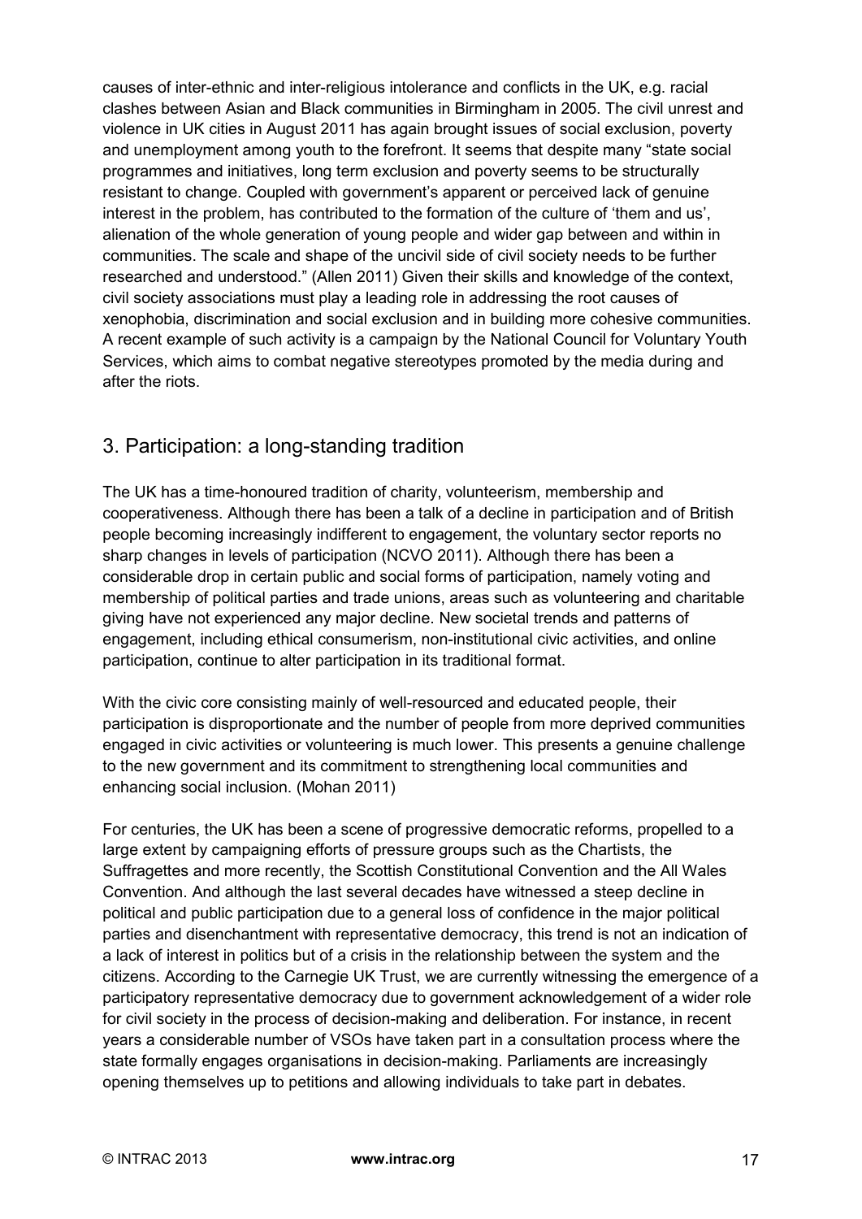causes of inter-ethnic and inter-religious intolerance and conflicts in the UK, e.g. racial clashes between Asian and Black communities in Birmingham in 2005. The civil unrest and violence in UK cities in August 2011 has again brought issues of social exclusion, poverty and unemployment among youth to the forefront. It seems that despite many "state social programmes and initiatives, long term exclusion and poverty seems to be structurally resistant to change. Coupled with government's apparent or perceived lack of genuine interest in the problem, has contributed to the formation of the culture of 'them and us', alienation of the whole generation of young people and wider gap between and within in communities. The scale and shape of the uncivil side of civil society needs to be further researched and understood." (Allen 2011) Given their skills and knowledge of the context, civil society associations must play a leading role in addressing the root causes of xenophobia, discrimination and social exclusion and in building more cohesive communities. A recent example of such activity is a campaign by the National Council for Voluntary Youth Services, which aims to combat negative stereotypes promoted by the media during and after the riots.

## 3. Participation: a long-standing tradition

The UK has a time-honoured tradition of charity, volunteerism, membership and cooperativeness. Although there has been a talk of a decline in participation and of British people becoming increasingly indifferent to engagement, the voluntary sector reports no sharp changes in levels of participation (NCVO 2011). Although there has been a considerable drop in certain public and social forms of participation, namely voting and membership of political parties and trade unions, areas such as volunteering and charitable giving have not experienced any major decline. New societal trends and patterns of engagement, including ethical consumerism, non-institutional civic activities, and online participation, continue to alter participation in its traditional format.

With the civic core consisting mainly of well-resourced and educated people, their participation is disproportionate and the number of people from more deprived communities engaged in civic activities or volunteering is much lower. This presents a genuine challenge to the new government and its commitment to strengthening local communities and enhancing social inclusion. (Mohan 2011)

For centuries, the UK has been a scene of progressive democratic reforms, propelled to a large extent by campaigning efforts of pressure groups such as the Chartists, the Suffragettes and more recently, the Scottish Constitutional Convention and the All Wales Convention. And although the last several decades have witnessed a steep decline in political and public participation due to a general loss of confidence in the major political parties and disenchantment with representative democracy, this trend is not an indication of a lack of interest in politics but of a crisis in the relationship between the system and the citizens. According to the Carnegie UK Trust, we are currently witnessing the emergence of a participatory representative democracy due to government acknowledgement of a wider role for civil society in the process of decision-making and deliberation. For instance, in recent years a considerable number of VSOs have taken part in a consultation process where the state formally engages organisations in decision-making. Parliaments are increasingly opening themselves up to petitions and allowing individuals to take part in debates.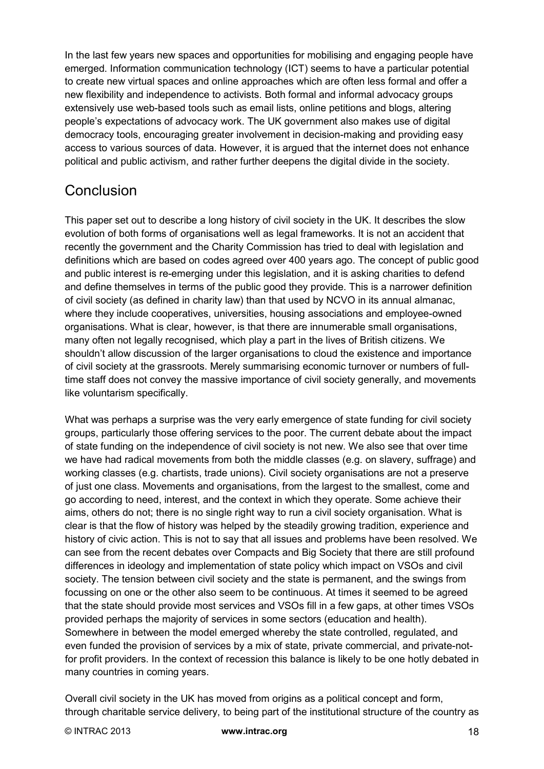In the last few years new spaces and opportunities for mobilising and engaging people have emerged. Information communication technology (ICT) seems to have a particular potential to create new virtual spaces and online approaches which are often less formal and offer a new flexibility and independence to activists. Both formal and informal advocacy groups extensively use web-based tools such as email lists, online petitions and blogs, altering people's expectations of advocacy work. The UK government also makes use of digital democracy tools, encouraging greater involvement in decision-making and providing easy access to various sources of data. However, it is argued that the internet does not enhance political and public activism, and rather further deepens the digital divide in the society.

## Conclusion

This paper set out to describe a long history of civil society in the UK. It describes the slow evolution of both forms of organisations well as legal frameworks. It is not an accident that recently the government and the Charity Commission has tried to deal with legislation and definitions which are based on codes agreed over 400 years ago. The concept of public good and public interest is re-emerging under this legislation, and it is asking charities to defend and define themselves in terms of the public good they provide. This is a narrower definition of civil society (as defined in charity law) than that used by NCVO in its annual almanac, where they include cooperatives, universities, housing associations and employee-owned organisations. What is clear, however, is that there are innumerable small organisations, many often not legally recognised, which play a part in the lives of British citizens. We shouldn't allow discussion of the larger organisations to cloud the existence and importance of civil society at the grassroots. Merely summarising economic turnover or numbers of full-time staff does not convey the massive importance of civil society generally, and movements like voluntarism specifically.

What was perhaps a surprise was the very early emergence of state funding for civil society groups, particularly those offering services to the poor. The current debate about the impact of state funding on the independence of civil society is not new. We also see that over time we have had radical movements from both the middle classes (e.g. on slavery, suffrage) and working classes (e.g. chartists, trade unions). Civil society organisations are not a preserve of just one class. Movements and organisations, from the largest to the smallest, come and go according to need, interest, and the context in which they operate. Some achieve their aims, others do not; there is no single right way to run a civil society organisation. What is clear is that the flow of history was helped by the steadily growing tradition, experience and history of civic action. This is not to say that all issues and problems have been resolved. We can see from the recent debates over Compacts and Big Society that there are still profound differences in ideology and implementation of state policy which impact on VSOs and civil society. The tension between civil society and the state is permanent, and the swings from focussing on one or the other also seem to be continuous. At times it seemed to be agreed that the state should provide most services and VSOs fill in a few gaps, at other times VSOs provided perhaps the majority of services in some sectors (education and health). Somewhere in between the model emerged whereby the state controlled, regulated, and even funded the provision of services by a mix of state, private commercial, and private-not-for profit providers. In the context of recession this balance is likely to be one hotly debated in many countries in coming years.

Overall civil society in the UK has moved from origins as a political concept and form, through charitable service delivery, to being part of the institutional structure of the country as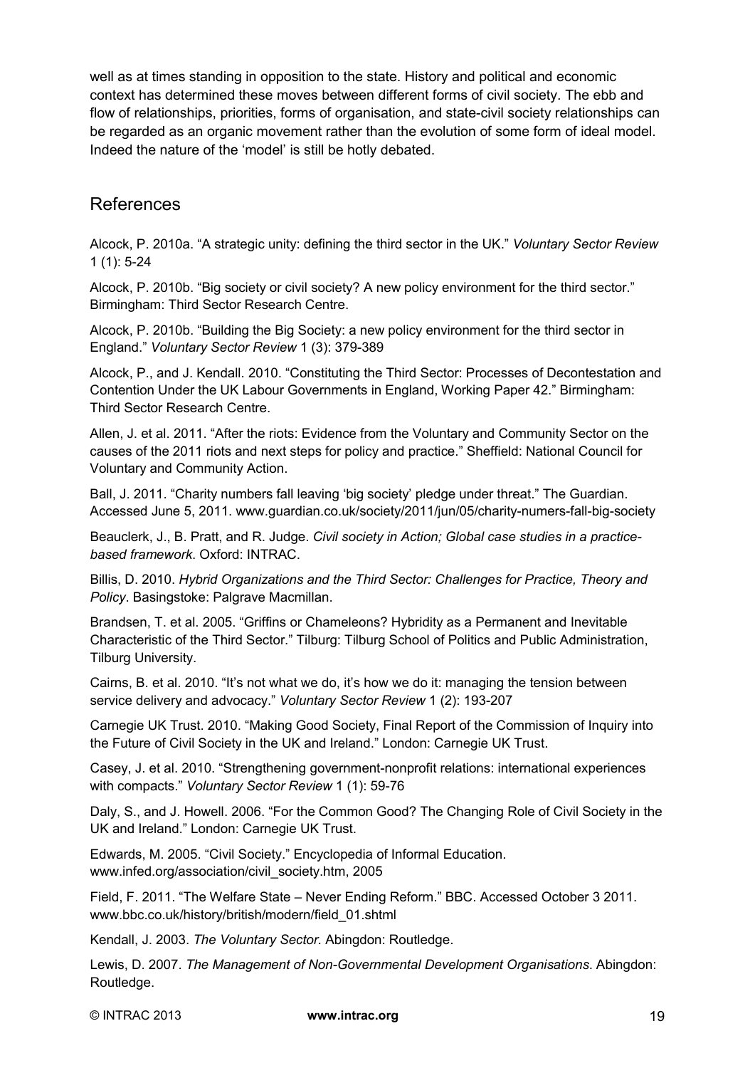well as at times standing in opposition to the state. History and political and economic context has determined these moves between different forms of civil society. The ebb and flow of relationships, priorities, forms of organisation, and state-civil society relationships can be regarded as an organic movement rather than the evolution of some form of ideal model. Indeed the nature of the 'model' is still be hotly debated.

## References

Alcock, P. 2010a. "A strategic unity: defining the third sector in the UK." *Voluntary Sector Review* 1 (1): 5-24

Alcock, P. 2010b. "Big society or civil society? A new policy environment for the third sector." Birmingham: Third Sector Research Centre.

Alcock, P. 2010b. "Building the Big Society: a new policy environment for the third sector in England." *Voluntary Sector Review* 1 (3): 379-389

Alcock, P., and J. Kendall. 2010. "Constituting the Third Sector: Processes of Decontestation and Contention Under the UK Labour Governments in England, Working Paper 42." Birmingham: Third Sector Research Centre.

Allen, J. et al. 2011. "After the riots: Evidence from the Voluntary and Community Sector on the causes of the 2011 riots and next steps for policy and practice." Sheffield: National Council for Voluntary and Community Action.

Ball, J. 2011. "Charity numbers fall leaving 'big society' pledge under threat." The Guardian. Accessed June 5, 2011. www.guardian.co.uk/society/2011/jun/05/charity-numers-fall-big-society

Beauclerk, J., B. Pratt, and R. Judge. *Civil society in Action; Global case studies in a practice-based framework*. Oxford: INTRAC.

Billis, D. 2010. *Hybrid Organizations and the Third Sector: Challenges for Practice, Theory and Policy*. Basingstoke: Palgrave Macmillan.

Brandsen, T. et al. 2005. "Griffins or Chameleons? Hybridity as a Permanent and Inevitable Characteristic of the Third Sector." Tilburg: Tilburg School of Politics and Public Administration, Tilburg University.

Cairns, B. et al. 2010. "It's not what we do, it's how we do it: managing the tension between service delivery and advocacy." *Voluntary Sector Review* 1 (2): 193-207

Carnegie UK Trust. 2010. "Making Good Society, Final Report of the Commission of Inquiry into the Future of Civil Society in the UK and Ireland." London: Carnegie UK Trust.

Casey, J. et al. 2010. "Strengthening government-nonprofit relations: international experiences with compacts." *Voluntary Sector Review* 1 (1): 59-76

Daly, S., and J. Howell. 2006. "For the Common Good? The Changing Role of Civil Society in the UK and Ireland." London: Carnegie UK Trust.

Edwards, M. 2005. "Civil Society." Encyclopedia of Informal Education. www.infed.org/association/civil_society.htm, 2005

Field, F. 2011. "The Welfare State – Never Ending Reform." BBC. Accessed October 3 2011. www.bbc.co.uk/history/british/modern/field_01.shtml

Kendall, J. 2003. *The Voluntary Sector.* Abingdon: Routledge.

Lewis, D. 2007. *The Management of Non-Governmental Development Organisations*. Abingdon: Routledge.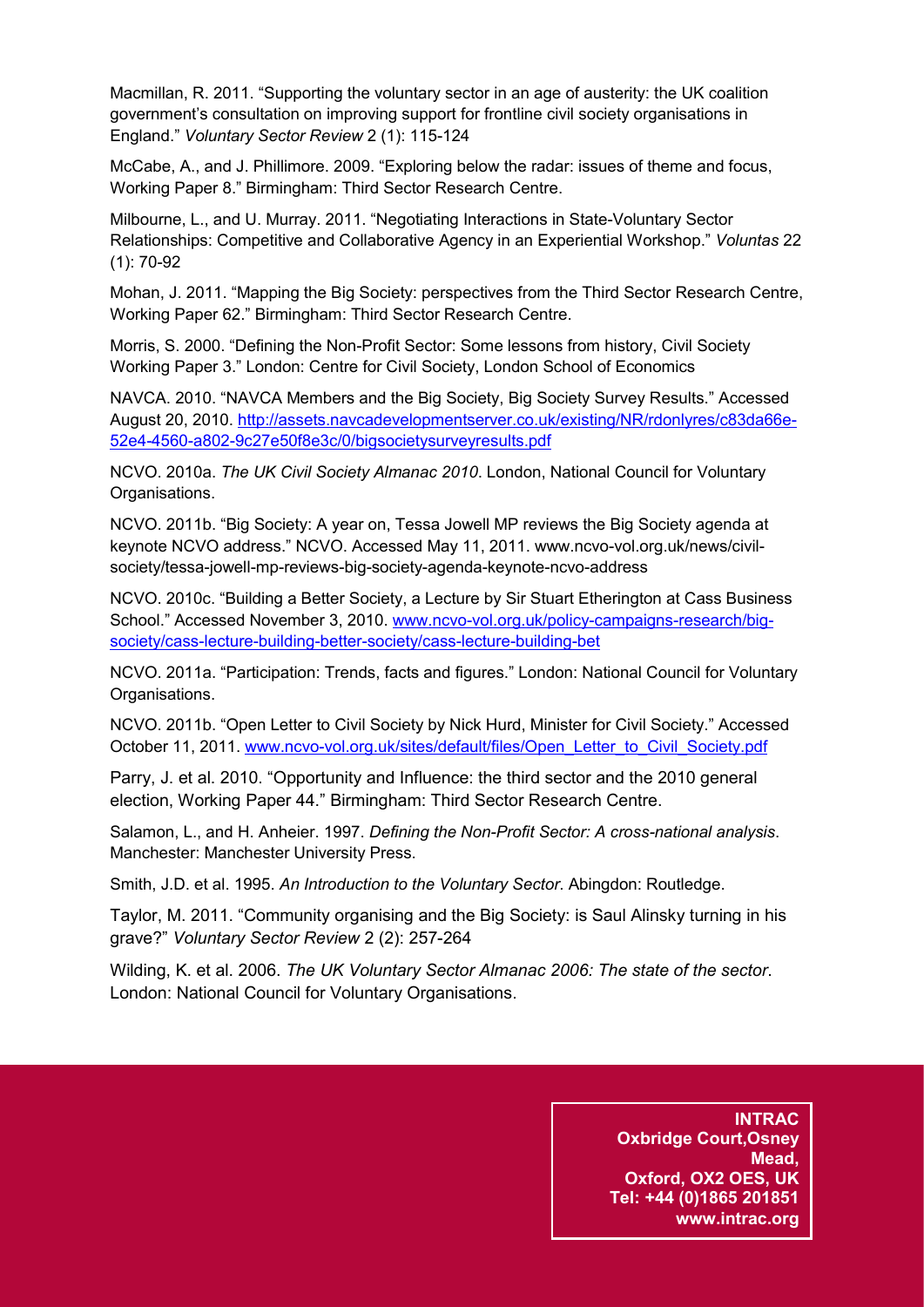Macmillan, R. 2011. "Supporting the voluntary sector in an age of austerity: the UK coalition government's consultation on improving support for frontline civil society organisations in England." *Voluntary Sector Review* 2 (1): 115-124

McCabe, A., and J. Phillimore. 2009. "Exploring below the radar: issues of theme and focus, Working Paper 8." Birmingham: Third Sector Research Centre.

Milbourne, L., and U. Murray. 2011. "Negotiating Interactions in State-Voluntary Sector Relationships: Competitive and Collaborative Agency in an Experiential Workshop." *Voluntas* 22 (1): 70-92

Mohan, J. 2011. "Mapping the Big Society: perspectives from the Third Sector Research Centre, Working Paper 62." Birmingham: Third Sector Research Centre.

Morris, S. 2000. "Defining the Non-Profit Sector: Some lessons from history, Civil Society Working Paper 3." London: Centre for Civil Society, London School of Economics

NAVCA. 2010. "NAVCA Members and the Big Society, Big Society Survey Results." Accessed August 20, 2010. http://assets.navcadevelopmentserver.co.uk/existing/NR/rdonlyres/c83da66e-52e4-4560-a802-9c27e50f8e3c/0/bigsocietysurveyresults.pdf

NCVO. 2010a. *The UK Civil Society Almanac 2010*. London, National Council for Voluntary Organisations.

NCVO. 2011b. "Big Society: A year on, Tessa Jowell MP reviews the Big Society agenda at keynote NCVO address." NCVO. Accessed May 11, 2011. www.ncvo-vol.org.uk/news/civil-society/tessa-jowell-mp-reviews-big-society-agenda-keynote-ncvo-address

NCVO. 2010c. "Building a Better Society, a Lecture by Sir Stuart Etherington at Cass Business School." Accessed November 3, 2010. www.ncvo-vol.org.uk/policy-campaigns-research/big-society/cass-lecture-building-better-society/cass-lecture-building-bet

NCVO. 2011a. "Participation: Trends, facts and figures." London: National Council for Voluntary Organisations.

NCVO. 2011b. "Open Letter to Civil Society by Nick Hurd, Minister for Civil Society." Accessed October 11, 2011. www.ncvo-vol.org.uk/sites/default/files/Open_Letter_to_Civil_Society.pdf

Parry, J. et al. 2010. "Opportunity and Influence: the third sector and the 2010 general election, Working Paper 44." Birmingham: Third Sector Research Centre.

Salamon, L., and H. Anheier. 1997. *Defining the Non-Profit Sector: A cross-national analysis*. Manchester: Manchester University Press.

Smith, J.D. et al. 1995. *An Introduction to the Voluntary Sector*. Abingdon: Routledge.

Taylor, M. 2011. "Community organising and the Big Society: is Saul Alinsky turning in his grave?" *Voluntary Sector Review* 2 (2): 257-264

Wilding, K. et al. 2006. *The UK Voluntary Sector Almanac 2006: The state of the sector*. London: National Council for Voluntary Organisations.

**INTRAC**
**Oxbridge Court,Osney Mead,**
**Oxford, OX2 OES, UK**
**Tel: +44 (0)1865 201851**
**www.intrac.org**